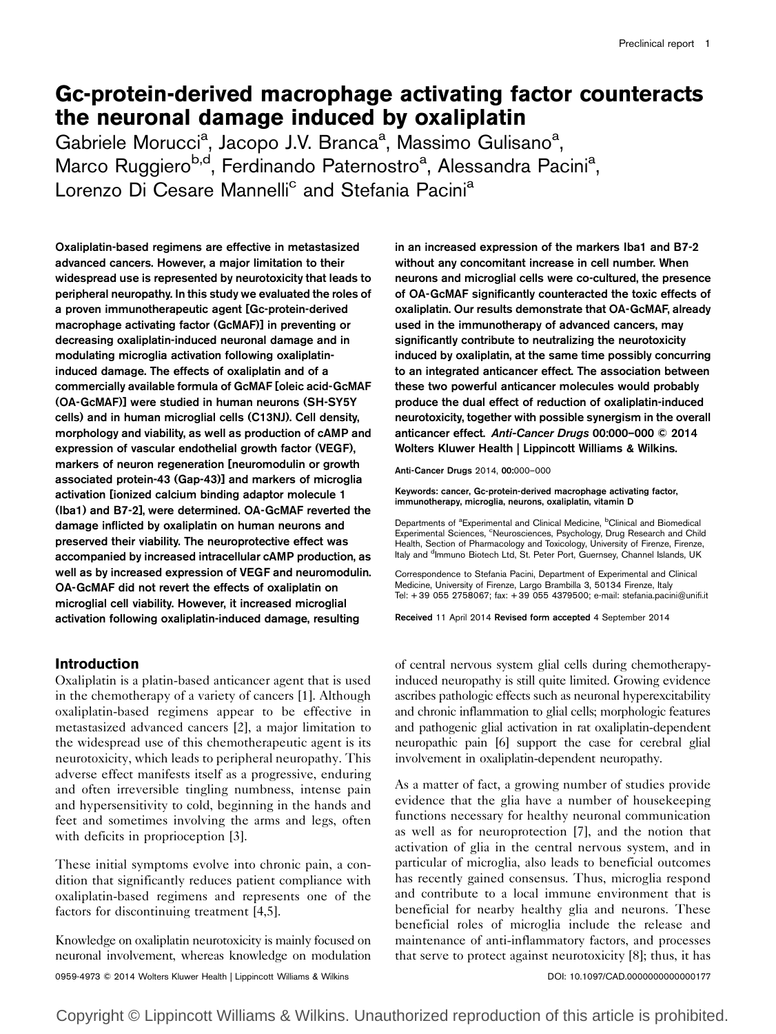# Gc-protein-derived macrophage activating factor counteracts the neuronal damage induced by oxaliplatin

Gabriele Morucci[a], Jacopo J.V. Branca[a], Massimo Gulisano[a], Marco Ruggiero[b,d], Ferdinando Paternostro[a], Alessandra Pacini[a], Lorenzo Di Cesare Mannelli[c] and Stefania Pacini[a]

**Oxaliplatin-based regimens are effective in metastasized advanced cancers. However, a major limitation to their widespread use is represented by neurotoxicity that leads to peripheral neuropathy. In this study we evaluated the roles of a proven immunotherapeutic agent [Gc-protein-derived macrophage activating factor (GcMAF)] in preventing or decreasing oxaliplatin-induced neuronal damage and in modulating microglia activation following oxaliplatin-induced damage. The effects of oxaliplatin and of a commercially available formula of GcMAF [oleic acid-GcMAF (OA-GcMAF)] were studied in human neurons (SH-SY5Y cells) and in human microglial cells (C13NJ). Cell density, morphology and viability, as well as production of cAMP and expression of vascular endothelial growth factor (VEGF), markers of neuron regeneration [neuromodulin or growth associated protein-43 (Gap-43)] and markers of microglia activation [ionized calcium binding adaptor molecule 1 (Iba1) and B7-2], were determined. OA-GcMAF reverted the damage inflicted by oxaliplatin on human neurons and preserved their viability. The neuroprotective effect was accompanied by increased intracellular cAMP production, as well as by increased expression of VEGF and neuromodulin. OA-GcMAF did not revert the effects of oxaliplatin on microglial cell viability. However, it increased microglial activation following oxaliplatin-induced damage, resulting in an increased expression of the markers Iba1 and B7-2 without any concomitant increase in cell number. When neurons and microglial cells were co-cultured, the presence of OA-GcMAF significantly counteracted the toxic effects of oxaliplatin. Our results demonstrate that OA-GcMAF, already used in the immunotherapy of advanced cancers, may significantly contribute to neutralizing the neurotoxicity induced by oxaliplatin, at the same time possibly concurring to an integrated anticancer effect. The association between these two powerful anticancer molecules would probably produce the dual effect of reduction of oxaliplatin-induced neurotoxicity, together with possible synergism in the overall anticancer effect.** ***Anti-Cancer Drugs*** **00:000–000 © 2014 Wolters Kluwer Health | Lippincott Williams & Wilkins.**

Anti-Cancer Drugs 2014, 00:000–000

**Keywords:** cancer, Gc-protein-derived macrophage activating factor, immunotherapy, microglia, neurons, oxaliplatin, vitamin D

Departments of [a]Experimental and Clinical Medicine, [b]Clinical and Biomedical Experimental Sciences, [c]Neurosciences, Psychology, Drug Research and Child Health, Section of Pharmacology and Toxicology, University of Firenze, Firenze, Italy and [d]Immuno Biotech Ltd, St. Peter Port, Guernsey, Channel Islands, UK

Correspondence to Stefania Pacini, Department of Experimental and Clinical Medicine, University of Firenze, Largo Brambilla 3, 50134 Firenze, Italy
Tel: +39 055 2758067; fax: +39 055 4379500; e-mail: stefania.pacini@unifi.it

**Received** 11 April 2014 **Revised form accepted** 4 September 2014

## Introduction

Oxaliplatin is a platin-based anticancer agent that is used in the chemotherapy of a variety of cancers [1]. Although oxaliplatin-based regimens appear to be effective in metastasized advanced cancers [2], a major limitation to the widespread use of this chemotherapeutic agent is its neurotoxicity, which leads to peripheral neuropathy. This adverse effect manifests itself as a progressive, enduring and often irreversible tingling numbness, intense pain and hypersensitivity to cold, beginning in the hands and feet and sometimes involving the arms and legs, often with deficits in proprioception [3].

These initial symptoms evolve into chronic pain, a condition that significantly reduces patient compliance with oxaliplatin-based regimens and represents one of the factors for discontinuing treatment [4,5].

Knowledge on oxaliplatin neurotoxicity is mainly focused on neuronal involvement, whereas knowledge on modulation of central nervous system glial cells during chemotherapy-induced neuropathy is still quite limited. Growing evidence ascribes pathologic effects such as neuronal hyperexcitability and chronic inflammation to glial cells; morphologic features and pathogenic glial activation in rat oxaliplatin-dependent neuropathic pain [6] support the case for cerebral glial involvement in oxaliplatin-dependent neuropathy.

As a matter of fact, a growing number of studies provide evidence that the glia have a number of housekeeping functions necessary for healthy neuronal communication as well as for neuroprotection [7], and the notion that activation of glia in the central nervous system, and in particular of microglia, also leads to beneficial outcomes has recently gained consensus. Thus, microglia respond and contribute to a local immune environment that is beneficial for nearby healthy glia and neurons. These beneficial roles of microglia include the release and maintenance of anti-inflammatory factors, and processes that serve to protect against neurotoxicity [8]; thus, it has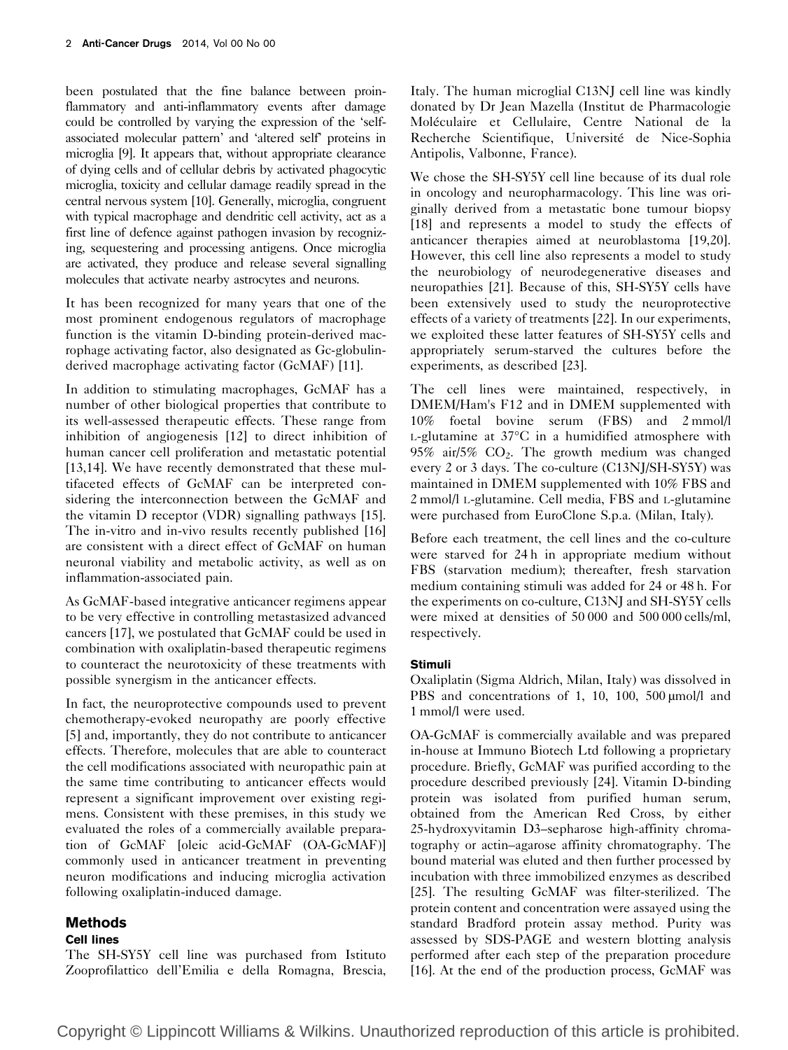been postulated that the fine balance between proinflammatory and anti-inflammatory events after damage could be controlled by varying the expression of the 'self-associated molecular pattern' and 'altered self' proteins in microglia [9]. It appears that, without appropriate clearance of dying cells and of cellular debris by activated phagocytic microglia, toxicity and cellular damage readily spread in the central nervous system [10]. Generally, microglia, congruent with typical macrophage and dendritic cell activity, act as a first line of defence against pathogen invasion by recognizing, sequestering and processing antigens. Once microglia are activated, they produce and release several signalling molecules that activate nearby astrocytes and neurons.

It has been recognized for many years that one of the most prominent endogenous regulators of macrophage function is the vitamin D-binding protein-derived macrophage activating factor, also designated as Gc-globulin-derived macrophage activating factor (GcMAF) [11].

In addition to stimulating macrophages, GcMAF has a number of other biological properties that contribute to its well-assessed therapeutic effects. These range from inhibition of angiogenesis [12] to direct inhibition of human cancer cell proliferation and metastatic potential [13,14]. We have recently demonstrated that these multifaceted effects of GcMAF can be interpreted considering the interconnection between the GcMAF and the vitamin D receptor (VDR) signalling pathways [15]. The in-vitro and in-vivo results recently published [16] are consistent with a direct effect of GcMAF on human neuronal viability and metabolic activity, as well as on inflammation-associated pain.

As GcMAF-based integrative anticancer regimens appear to be very effective in controlling metastasized advanced cancers [17], we postulated that GcMAF could be used in combination with oxaliplatin-based therapeutic regimens to counteract the neurotoxicity of these treatments with possible synergism in the anticancer effects.

In fact, the neuroprotective compounds used to prevent chemotherapy-evoked neuropathy are poorly effective [5] and, importantly, they do not contribute to anticancer effects. Therefore, molecules that are able to counteract the cell modifications associated with neuropathic pain at the same time contributing to anticancer effects would represent a significant improvement over existing regimens. Consistent with these premises, in this study we evaluated the roles of a commercially available preparation of GcMAF [oleic acid-GcMAF (OA-GcMAF)] commonly used in anticancer treatment in preventing neuron modifications and inducing microglia activation following oxaliplatin-induced damage.

## Methods

### Cell lines

The SH-SY5Y cell line was purchased from Istituto Zooprofilattico dell'Emilia e della Romagna, Brescia, Italy. The human microglial C13NJ cell line was kindly donated by Dr Jean Mazella (Institut de Pharmacologie Moléculaire et Cellulaire, Centre National de la Recherche Scientifique, Université de Nice-Sophia Antipolis, Valbonne, France).

We chose the SH-SY5Y cell line because of its dual role in oncology and neuropharmacology. This line was originally derived from a metastatic bone tumour biopsy [18] and represents a model to study the effects of anticancer therapies aimed at neuroblastoma [19,20]. However, this cell line also represents a model to study the neurobiology of neurodegenerative diseases and neuropathies [21]. Because of this, SH-SY5Y cells have been extensively used to study the neuroprotective effects of a variety of treatments [22]. In our experiments, we exploited these latter features of SH-SY5Y cells and appropriately serum-starved the cultures before the experiments, as described [23].

The cell lines were maintained, respectively, in DMEM/Ham's F12 and in DMEM supplemented with 10% foetal bovine serum (FBS) and 2 mmol/l L-glutamine at 37°C in a humidified atmosphere with 95% air/5% $CO_2$. The growth medium was changed every 2 or 3 days. The co-culture (C13NJ/SH-SY5Y) was maintained in DMEM supplemented with 10% FBS and 2 mmol/l L-glutamine. Cell media, FBS and L-glutamine were purchased from EuroClone S.p.a. (Milan, Italy).

Before each treatment, the cell lines and the co-culture were starved for 24 h in appropriate medium without FBS (starvation medium); thereafter, fresh starvation medium containing stimuli was added for 24 or 48 h. For the experiments on co-culture, C13NJ and SH-SY5Y cells were mixed at densities of 50 000 and 500 000 cells/ml, respectively.

### Stimuli

Oxaliplatin (Sigma Aldrich, Milan, Italy) was dissolved in PBS and concentrations of 1, 10, 100, 500 μmol/l and 1 mmol/l were used.

OA-GcMAF is commercially available and was prepared in-house at Immuno Biotech Ltd following a proprietary procedure. Briefly, GcMAF was purified according to the procedure described previously [24]. Vitamin D-binding protein was isolated from purified human serum, obtained from the American Red Cross, by either 25-hydroxyvitamin D3–sepharose high-affinity chromatography or actin–agarose affinity chromatography. The bound material was eluted and then further processed by incubation with three immobilized enzymes as described [25]. The resulting GcMAF was filter-sterilized. The protein content and concentration were assayed using the standard Bradford protein assay method. Purity was assessed by SDS-PAGE and western blotting analysis performed after each step of the preparation procedure [16]. At the end of the production process, GcMAF was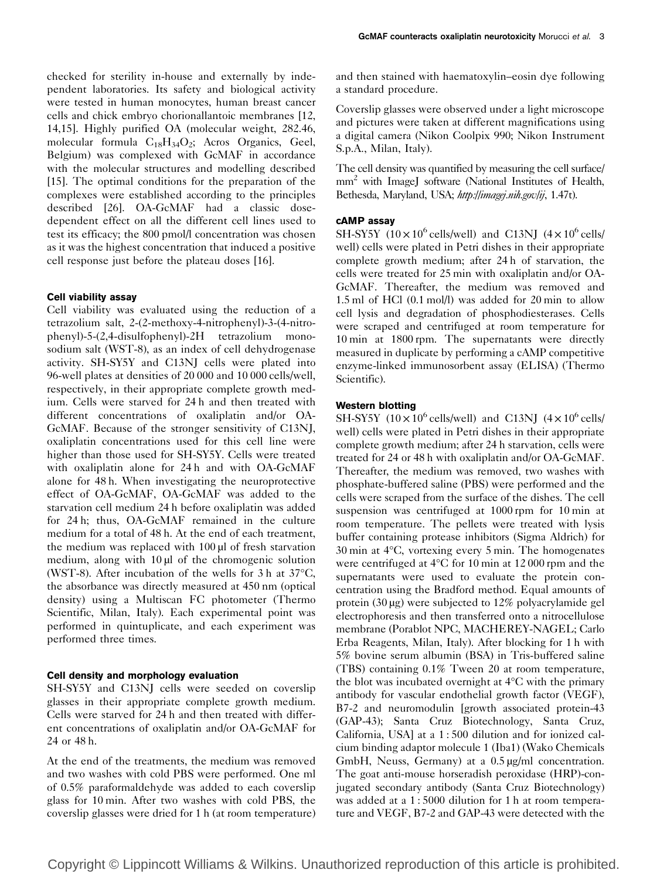checked for sterility in-house and externally by independent laboratories. Its safety and biological activity were tested in human monocytes, human breast cancer cells and chick embryo chorionallantoic membranes [12, 14,15]. Highly purified OA (molecular weight, 282.46, molecular formula $C_{18}H_{34}O_2$; Acros Organics, Geel, Belgium) was complexed with GcMAF in accordance with the molecular structures and modelling described [15]. The optimal conditions for the preparation of the complexes were established according to the principles described [26]. OA-GcMAF had a classic dose-dependent effect on all the different cell lines used to test its efficacy; the 800 pmol/l concentration was chosen as it was the highest concentration that induced a positive cell response just before the plateau doses [16].

### Cell viability assay

Cell viability was evaluated using the reduction of a tetrazolium salt, 2-(2-methoxy-4-nitrophenyl)-3-(4-nitrophenyl)-5-(2,4-disulfophenyl)-2H tetrazolium monosodium salt (WST-8), as an index of cell dehydrogenase activity. SH-SY5Y and C13NJ cells were plated into 96-well plates at densities of 20 000 and 10 000 cells/well, respectively, in their appropriate complete growth medium. Cells were starved for 24 h and then treated with different concentrations of oxaliplatin and/or OA-GcMAF. Because of the stronger sensitivity of C13NJ, oxaliplatin concentrations used for this cell line were higher than those used for SH-SY5Y. Cells were treated with oxaliplatin alone for 24 h and with OA-GcMAF alone for 48 h. When investigating the neuroprotective effect of OA-GcMAF, OA-GcMAF was added to the starvation cell medium 24 h before oxaliplatin was added for 24 h; thus, OA-GcMAF remained in the culture medium for a total of 48 h. At the end of each treatment, the medium was replaced with 100 μl of fresh starvation medium, along with 10 μl of the chromogenic solution (WST-8). After incubation of the wells for 3 h at 37°C, the absorbance was directly measured at 450 nm (optical density) using a Multiscan FC photometer (Thermo Scientific, Milan, Italy). Each experimental point was performed in quintuplicate, and each experiment was performed three times.

### Cell density and morphology evaluation

SH-SY5Y and C13NJ cells were seeded on coverslip glasses in their appropriate complete growth medium. Cells were starved for 24 h and then treated with different concentrations of oxaliplatin and/or OA-GcMAF for 24 or 48 h.

At the end of the treatments, the medium was removed and two washes with cold PBS were performed. One ml of 0.5% paraformaldehyde was added to each coverslip glass for 10 min. After two washes with cold PBS, the coverslip glasses were dried for 1 h (at room temperature) and then stained with haematoxylin–eosin dye following a standard procedure.

Coverslip glasses were observed under a light microscope and pictures were taken at different magnifications using a digital camera (Nikon Coolpix 990; Nikon Instrument S.p.A., Milan, Italy).

The cell density was quantified by measuring the cell surface/$mm^2$ with ImageJ software (National Institutes of Health, Bethesda, Maryland, USA; *http://imagej.nih.gov/ij*, 1.47t).

### cAMP assay

SH-SY5Y ($10\times10^6$ cells/well) and C13NJ ($4\times10^6$ cells/well) cells were plated in Petri dishes in their appropriate complete growth medium; after 24 h of starvation, the cells were treated for 25 min with oxaliplatin and/or OA-GcMAF. Thereafter, the medium was removed and 1.5 ml of HCl (0.1 mol/l) was added for 20 min to allow cell lysis and degradation of phosphodiesterases. Cells were scraped and centrifuged at room temperature for 10 min at 1800 rpm. The supernatants were directly measured in duplicate by performing a cAMP competitive enzyme-linked immunosorbent assay (ELISA) (Thermo Scientific).

### Western blotting

SH-SY5Y ($10\times10^6$ cells/well) and C13NJ ($4\times10^6$ cells/well) cells were plated in Petri dishes in their appropriate complete growth medium; after 24 h starvation, cells were treated for 24 or 48 h with oxaliplatin and/or OA-GcMAF. Thereafter, the medium was removed, two washes with phosphate-buffered saline (PBS) were performed and the cells were scraped from the surface of the dishes. The cell suspension was centrifuged at 1000 rpm for 10 min at room temperature. The pellets were treated with lysis buffer containing protease inhibitors (Sigma Aldrich) for 30 min at 4°C, vortexing every 5 min. The homogenates were centrifuged at 4°C for 10 min at 12 000 rpm and the supernatants were used to evaluate the protein concentration using the Bradford method. Equal amounts of protein (30 μg) were subjected to 12% polyacrylamide gel electrophoresis and then transferred onto a nitrocellulose membrane (Porablot NPC, MACHEREY-NAGEL; Carlo Erba Reagents, Milan, Italy). After blocking for 1 h with 5% bovine serum albumin (BSA) in Tris-buffered saline (TBS) containing 0.1% Tween 20 at room temperature, the blot was incubated overnight at 4°C with the primary antibody for vascular endothelial growth factor (VEGF), B7-2 and neuromodulin [growth associated protein-43 (GAP-43); Santa Cruz Biotechnology, Santa Cruz, California, USA] at a 1 : 500 dilution and for ionized calcium binding adaptor molecule 1 (Iba1) (Wako Chemicals GmbH, Neuss, Germany) at a 0.5 μg/ml concentration. The goat anti-mouse horseradish peroxidase (HRP)-conjugated secondary antibody (Santa Cruz Biotechnology) was added at a 1 : 5000 dilution for 1 h at room temperature and VEGF, B7-2 and GAP-43 were detected with the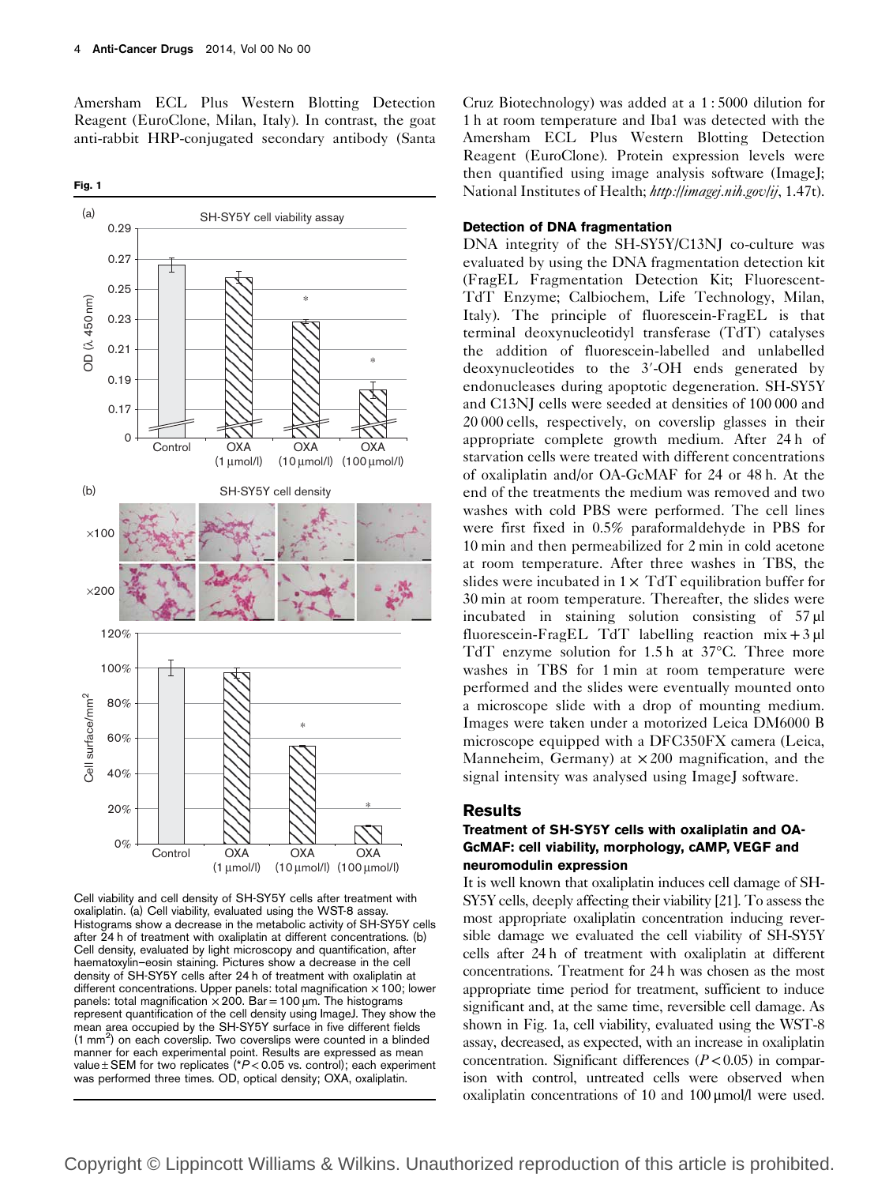Amersham ECL Plus Western Blotting Detection Reagent (EuroClone, Milan, Italy). In contrast, the goat anti-rabbit HRP-conjugated secondary antibody (Santa Cruz Biotechnology) was added at a 1 : 5000 dilution for 1 h at room temperature and Iba1 was detected with the Amersham ECL Plus Western Blotting Detection Reagent (EuroClone). Protein expression levels were then quantified using image analysis software (ImageJ; National Institutes of Health; *http://imagej.nih.gov/ij*, 1.47t).

**Fig. 1**

Cell viability and cell density of SH-SY5Y cells after treatment with oxaliplatin. (a) Cell viability, evaluated using the WST-8 assay. Histograms show a decrease in the metabolic activity of SH-SY5Y cells after 24 h of treatment with oxaliplatin at different concentrations. (b) Cell density, evaluated by light microscopy and quantification, after haematoxylin–eosin staining. Pictures show a decrease in the cell density of SH-SY5Y cells after 24 h of treatment with oxaliplatin at different concentrations. Upper panels: total magnification ×100; lower panels: total magnification ×200. Bar = 100 μm. The histograms represent quantification of the cell density using ImageJ. They show the mean area occupied by the SH-SY5Y surface in five different fields (1 mm$^2$) on each coverslip. Two coverslips were counted in a blinded manner for each experimental point. Results are expressed as mean value ± SEM for two replicates (*$P < 0.05$ vs. control); each experiment was performed three times. OD, optical density; OXA, oxaliplatin.

### Detection of DNA fragmentation

DNA integrity of the SH-SY5Y/C13NJ co-culture was evaluated by using the DNA fragmentation detection kit (FragEL Fragmentation Detection Kit; Fluorescent-TdT Enzyme; Calbiochem, Life Technology, Milan, Italy). The principle of fluorescein-FragEL is that terminal deoxynucleotidyl transferase (TdT) catalyses the addition of fluorescein-labelled and unlabelled deoxynucleotides to the 3′-OH ends generated by endonucleases during apoptotic degeneration. SH-SY5Y and C13NJ cells were seeded at densities of 100 000 and 20 000 cells, respectively, on coverslip glasses in their appropriate complete growth medium. After 24 h of starvation cells were treated with different concentrations of oxaliplatin and/or OA-GcMAF for 24 or 48 h. At the end of the treatments the medium was removed and two washes with cold PBS were performed. The cell lines were first fixed in 0.5% paraformaldehyde in PBS for 10 min and then permeabilized for 2 min in cold acetone at room temperature. After three washes in TBS, the slides were incubated in 1× TdT equilibration buffer for 30 min at room temperature. Thereafter, the slides were incubated in staining solution consisting of 57 μl fluorescein-FragEL TdT labelling reaction mix + 3 μl TdT enzyme solution for 1.5 h at 37°C. Three more washes in TBS for 1 min at room temperature were performed and the slides were eventually mounted onto a microscope slide with a drop of mounting medium. Images were taken under a motorized Leica DM6000 B microscope equipped with a DFC350FX camera (Leica, Manneheim, Germany) at ×200 magnification, and the signal intensity was analysed using ImageJ software.

## Results

### Treatment of SH-SY5Y cells with oxaliplatin and OA-GcMAF: cell viability, morphology, cAMP, VEGF and neuromodulin expression

It is well known that oxaliplatin induces cell damage of SH-SY5Y cells, deeply affecting their viability [21]. To assess the most appropriate oxaliplatin concentration inducing reversible damage we evaluated the cell viability of SH-SY5Y cells after 24 h of treatment with oxaliplatin at different concentrations. Treatment for 24 h was chosen as the most appropriate time period for treatment, sufficient to induce significant and, at the same time, reversible cell damage. As shown in Fig. 1a, cell viability, evaluated using the WST-8 assay, decreased, as expected, with an increase in oxaliplatin concentration. Significant differences ($P < 0.05$) in comparison with control, untreated cells were observed when oxaliplatin concentrations of 10 and 100 μmol/l were used.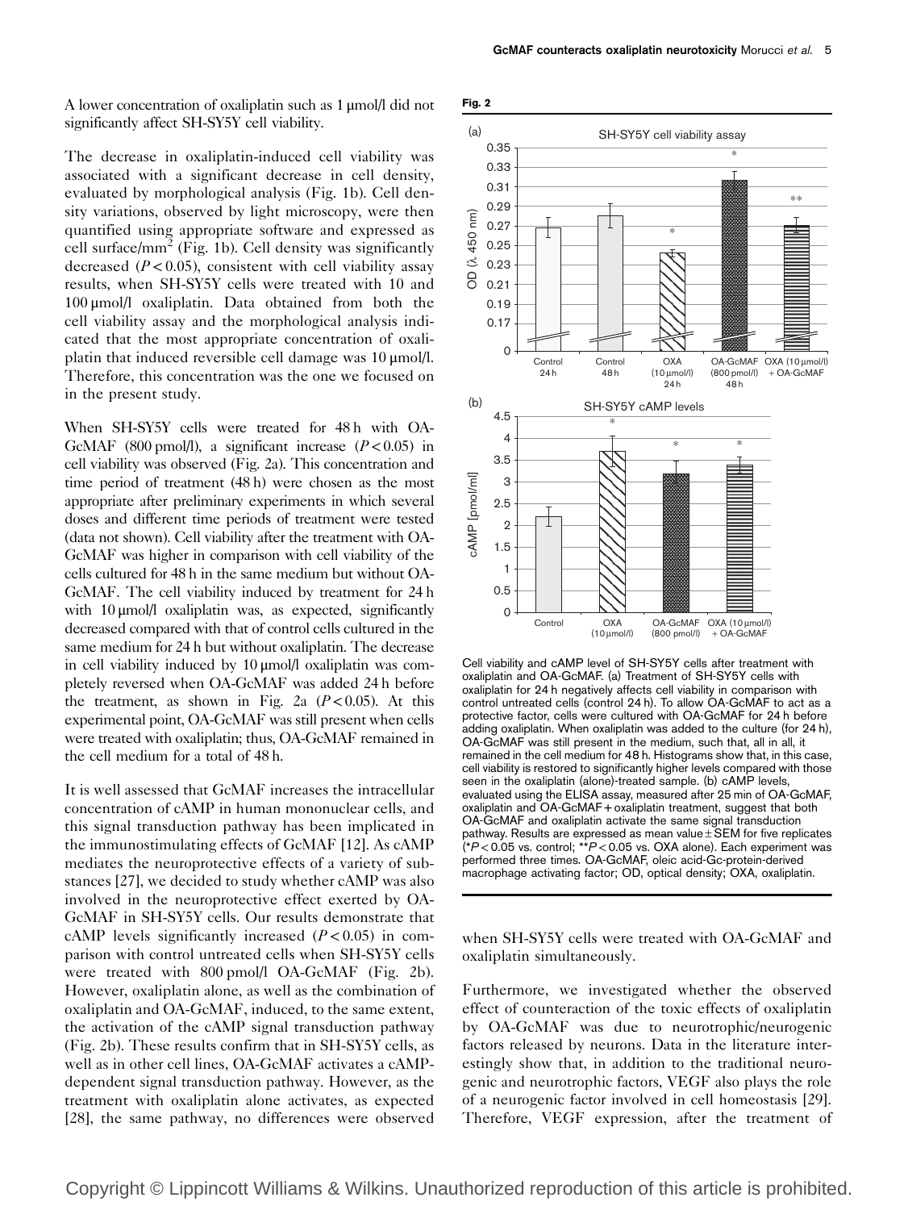A lower concentration of oxaliplatin such as 1 μmol/l did not significantly affect SH-SY5Y cell viability.

The decrease in oxaliplatin-induced cell viability was associated with a significant decrease in cell density, evaluated by morphological analysis (Fig. 1b). Cell density variations, observed by light microscopy, were then quantified using appropriate software and expressed as cell surface/mm$^2$ (Fig. 1b). Cell density was significantly decreased ($P < 0.05$), consistent with cell viability assay results, when SH-SY5Y cells were treated with 10 and 100 μmol/l oxaliplatin. Data obtained from both the cell viability assay and the morphological analysis indicated that the most appropriate concentration of oxaliplatin that induced reversible cell damage was 10 μmol/l. Therefore, this concentration was the one we focused on in the present study.

When SH-SY5Y cells were treated for 48 h with OA-GcMAF (800 pmol/l), a significant increase ($P < 0.05$) in cell viability was observed (Fig. 2a). This concentration and time period of treatment (48 h) were chosen as the most appropriate after preliminary experiments in which several doses and different time periods of treatment were tested (data not shown). Cell viability after the treatment with OA-GcMAF was higher in comparison with cell viability of the cells cultured for 48 h in the same medium but without OA-GcMAF. The cell viability induced by treatment for 24 h with 10 μmol/l oxaliplatin was, as expected, significantly decreased compared with that of control cells cultured in the same medium for 24 h but without oxaliplatin. The decrease in cell viability induced by 10 μmol/l oxaliplatin was completely reversed when OA-GcMAF was added 24 h before the treatment, as shown in Fig. 2a ($P < 0.05$). At this experimental point, OA-GcMAF was still present when cells were treated with oxaliplatin; thus, OA-GcMAF remained in the cell medium for a total of 48 h.

It is well assessed that GcMAF increases the intracellular concentration of cAMP in human mononuclear cells, and this signal transduction pathway has been implicated in the immunostimulating effects of GcMAF [12]. As cAMP mediates the neuroprotective effects of a variety of substances [27], we decided to study whether cAMP was also involved in the neuroprotective effect exerted by OA-GcMAF in SH-SY5Y cells. Our results demonstrate that cAMP levels significantly increased ($P < 0.05$) in comparison with control untreated cells when SH-SY5Y cells were treated with 800 pmol/l OA-GcMAF (Fig. 2b). However, oxaliplatin alone, as well as the combination of oxaliplatin and OA-GcMAF, induced, to the same extent, the activation of the cAMP signal transduction pathway (Fig. 2b). These results confirm that in SH-SY5Y cells, as well as in other cell lines, OA-GcMAF activates a cAMP-dependent signal transduction pathway. However, as the treatment with oxaliplatin alone activates, as expected [28], the same pathway, no differences were observed when SH-SY5Y cells were treated with OA-GcMAF and oxaliplatin simultaneously.

**Fig. 2**

Cell viability and cAMP level of SH-SY5Y cells after treatment with oxaliplatin and OA-GcMAF. (a) Treatment of SH-SY5Y cells with oxaliplatin for 24 h negatively affects cell viability in comparison with control untreated cells (control 24 h). To allow OA-GcMAF to act as a protective factor, cells were cultured with OA-GcMAF for 24 h before adding oxaliplatin. When oxaliplatin was added to the culture (for 24 h), OA-GcMAF was still present in the medium, such that, all in all, it remained in the cell medium for 48 h. Histograms show that, in this case, cell viability is restored to significantly higher levels compared with those seen in the oxaliplatin (alone)-treated sample. (b) cAMP levels, evaluated using the ELISA assay, measured after 25 min of OA-GcMAF, oxaliplatin and OA-GcMAF + oxaliplatin treatment, suggest that both OA-GcMAF and oxaliplatin activate the same signal transduction pathway. Results are expressed as mean value ± SEM for five replicates (*$P < 0.05$ vs. control; **$P < 0.05$ vs. OXA alone). Each experiment was performed three times. OA-GcMAF, oleic acid-Gc-protein-derived macrophage activating factor; OD, optical density; OXA, oxaliplatin.

Furthermore, we investigated whether the observed effect of counteraction of the toxic effects of oxaliplatin by OA-GcMAF was due to neurotrophic/neurogenic factors released by neurons. Data in the literature interestingly show that, in addition to the traditional neurogenic and neurotrophic factors, VEGF also plays the role of a neurogenic factor involved in cell homeostasis [29]. Therefore, VEGF expression, after the treatment of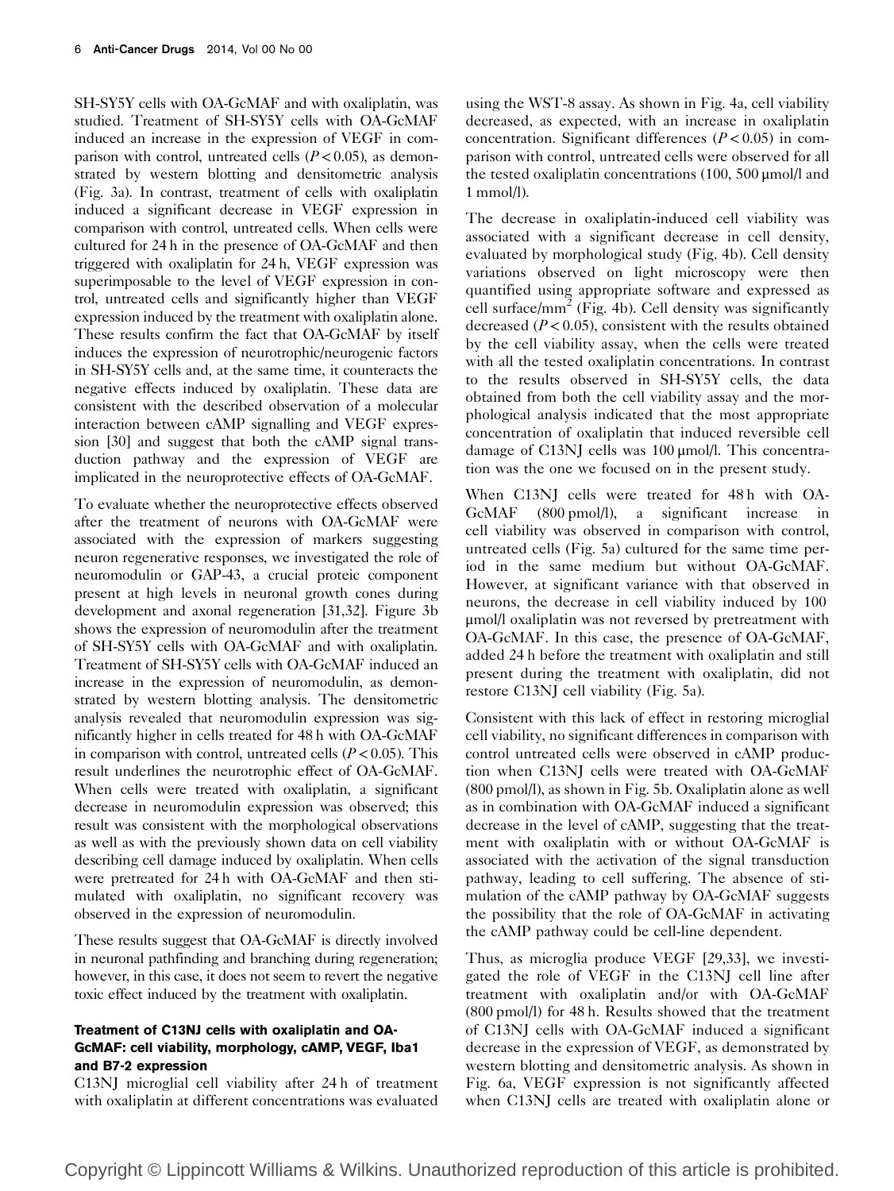SH-SY5Y cells with OA-GcMAF and with oxaliplatin, was studied. Treatment of SH-SY5Y cells with OA-GcMAF induced an increase in the expression of VEGF in comparison with control, untreated cells ($P<0.05$), as demonstrated by western blotting and densitometric analysis (Fig. 3a). In contrast, treatment of cells with oxaliplatin induced a significant decrease in VEGF expression in comparison with control, untreated cells. When cells were cultured for 24 h in the presence of OA-GcMAF and then triggered with oxaliplatin for 24 h, VEGF expression was superimposable to the level of VEGF expression in control, untreated cells and significantly higher than VEGF expression induced by the treatment with oxaliplatin alone. These results confirm the fact that OA-GcMAF by itself induces the expression of neurotrophic/neurogenic factors in SH-SY5Y cells and, at the same time, it counteracts the negative effects induced by oxaliplatin. These data are consistent with the described observation of a molecular interaction between cAMP signalling and VEGF expression [30] and suggest that both the cAMP signal transduction pathway and the expression of VEGF are implicated in the neuroprotective effects of OA-GcMAF.

To evaluate whether the neuroprotective effects observed after the treatment of neurons with OA-GcMAF were associated with the expression of markers suggesting neuron regenerative responses, we investigated the role of neuromodulin or GAP-43, a crucial proteic component present at high levels in neuronal growth cones during development and axonal regeneration [31,32]. Figure 3b shows the expression of neuromodulin after the treatment of SH-SY5Y cells with OA-GcMAF and with oxaliplatin. Treatment of SH-SY5Y cells with OA-GcMAF induced an increase in the expression of neuromodulin, as demonstrated by western blotting analysis. The densitometric analysis revealed that neuromodulin expression was significantly higher in cells treated for 48 h with OA-GcMAF in comparison with control, untreated cells ($P<0.05$). This result underlines the neurotrophic effect of OA-GcMAF. When cells were treated with oxaliplatin, a significant decrease in neuromodulin expression was observed; this result was consistent with the morphological observations as well as with the previously shown data on cell viability describing cell damage induced by oxaliplatin. When cells were pretreated for 24 h with OA-GcMAF and then stimulated with oxaliplatin, no significant recovery was observed in the expression of neuromodulin.

These results suggest that OA-GcMAF is directly involved in neuronal pathfinding and branching during regeneration; however, in this case, it does not seem to revert the negative toxic effect induced by the treatment with oxaliplatin.

### Treatment of C13NJ cells with oxaliplatin and OA-GcMAF: cell viability, morphology, cAMP, VEGF, Iba1 and B7-2 expression

C13NJ microglial cell viability after 24 h of treatment with oxaliplatin at different concentrations was evaluated using the WST-8 assay. As shown in Fig. 4a, cell viability decreased, as expected, with an increase in oxaliplatin concentration. Significant differences ($P<0.05$) in comparison with control, untreated cells were observed for all the tested oxaliplatin concentrations (100, 500 μmol/l and 1 mmol/l).

The decrease in oxaliplatin-induced cell viability was associated with a significant decrease in cell density, evaluated by morphological study (Fig. 4b). Cell density variations observed on light microscopy were then quantified using appropriate software and expressed as cell surface/mm$^2$ (Fig. 4b). Cell density was significantly decreased ($P<0.05$), consistent with the results obtained by the cell viability assay, when the cells were treated with all the tested oxaliplatin concentrations. In contrast to the results observed in SH-SY5Y cells, the data obtained from both the cell viability assay and the morphological analysis indicated that the most appropriate concentration of oxaliplatin that induced reversible cell damage of C13NJ cells was 100 μmol/l. This concentration was the one we focused on in the present study.

When C13NJ cells were treated for 48 h with OA-GcMAF (800 pmol/l), a significant increase in cell viability was observed in comparison with control, untreated cells (Fig. 5a) cultured for the same time period in the same medium but without OA-GcMAF. However, at significant variance with that observed in neurons, the decrease in cell viability induced by 100 μmol/l oxaliplatin was not reversed by pretreatment with OA-GcMAF. In this case, the presence of OA-GcMAF, added 24 h before the treatment with oxaliplatin and still present during the treatment with oxaliplatin, did not restore C13NJ cell viability (Fig. 5a).

Consistent with this lack of effect in restoring microglial cell viability, no significant differences in comparison with control untreated cells were observed in cAMP production when C13NJ cells were treated with OA-GcMAF (800 pmol/l), as shown in Fig. 5b. Oxaliplatin alone as well as in combination with OA-GcMAF induced a significant decrease in the level of cAMP, suggesting that the treatment with oxaliplatin with or without OA-GcMAF is associated with the activation of the signal transduction pathway, leading to cell suffering. The absence of stimulation of the cAMP pathway by OA-GcMAF suggests the possibility that the role of OA-GcMAF in activating the cAMP pathway could be cell-line dependent.

Thus, as microglia produce VEGF [29,33], we investigated the role of VEGF in the C13NJ cell line after treatment with oxaliplatin and/or with OA-GcMAF (800 pmol/l) for 48 h. Results showed that the treatment of C13NJ cells with OA-GcMAF induced a significant decrease in the expression of VEGF, as demonstrated by western blotting and densitometric analysis. As shown in Fig. 6a, VEGF expression is not significantly affected when C13NJ cells are treated with oxaliplatin alone or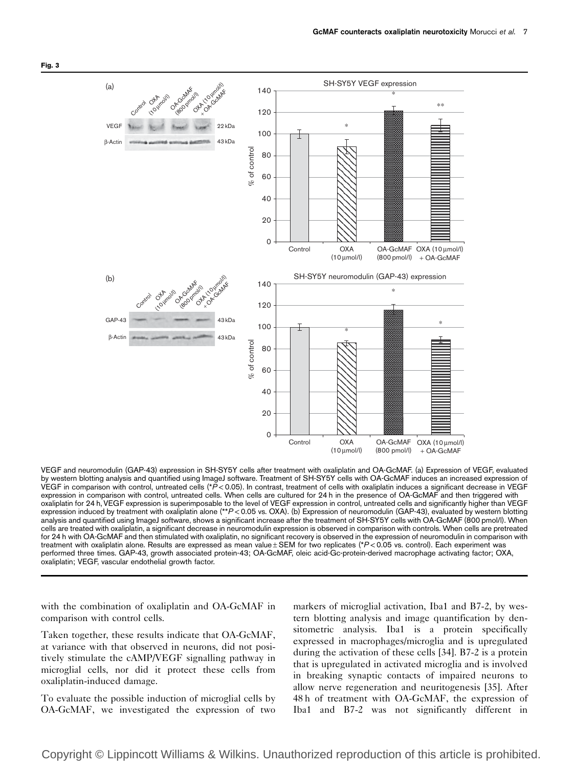**Fig. 3**

VEGF and neuromodulin (GAP-43) expression in SH-SY5Y cells after treatment with oxaliplatin and OA-GcMAF. (a) Expression of VEGF, evaluated by western blotting analysis and quantified using ImageJ software. Treatment of SH-SY5Y cells with OA-GcMAF induces an increased expression of VEGF in comparison with control, untreated cells (* $P < 0.05$). In contrast, treatment of cells with oxaliplatin induces a significant decrease in VEGF expression in comparison with control, untreated cells. When cells are cultured for 24 h in the presence of OA-GcMAF and then triggered with oxaliplatin for 24 h, VEGF expression is superimposable to the level of VEGF expression in control, untreated cells and significantly higher than VEGF expression induced by treatment with oxaliplatin alone (** $P < 0.05$ vs. OXA). (b) Expression of neuromodulin (GAP-43), evaluated by western blotting analysis and quantified using ImageJ software, shows a significant increase after the treatment of SH-SY5Y cells with OA-GcMAF (800 pmol/l). When cells are treated with oxaliplatin, a significant decrease in neuromodulin expression is observed in comparison with controls. When cells are pretreated for 24 h with OA-GcMAF and then stimulated with oxaliplatin, no significant recovery is observed in the expression of neuromodulin in comparison with treatment with oxaliplatin alone. Results are expressed as mean value ± SEM for two replicates (* $P < 0.05$ vs. control). Each experiment was performed three times. GAP-43, growth associated protein-43; OA-GcMAF, oleic acid-Gc-protein-derived macrophage activating factor; OXA, oxaliplatin; VEGF, vascular endothelial growth factor.

with the combination of oxaliplatin and OA-GcMAF in comparison with control cells.

Taken together, these results indicate that OA-GcMAF, at variance with that observed in neurons, did not positively stimulate the cAMP/VEGF signalling pathway in microglial cells, nor did it protect these cells from oxaliplatin-induced damage.

To evaluate the possible induction of microglial cells by OA-GcMAF, we investigated the expression of two markers of microglial activation, Iba1 and B7-2, by western blotting analysis and image quantification by densitometric analysis. Iba1 is a protein specifically expressed in macrophages/microglia and is upregulated during the activation of these cells [34]. B7-2 is a protein that is upregulated in activated microglia and is involved in breaking synaptic contacts of impaired neurons to allow nerve regeneration and neuritogenesis [35]. After 48 h of treatment with OA-GcMAF, the expression of Iba1 and B7-2 was not significantly different in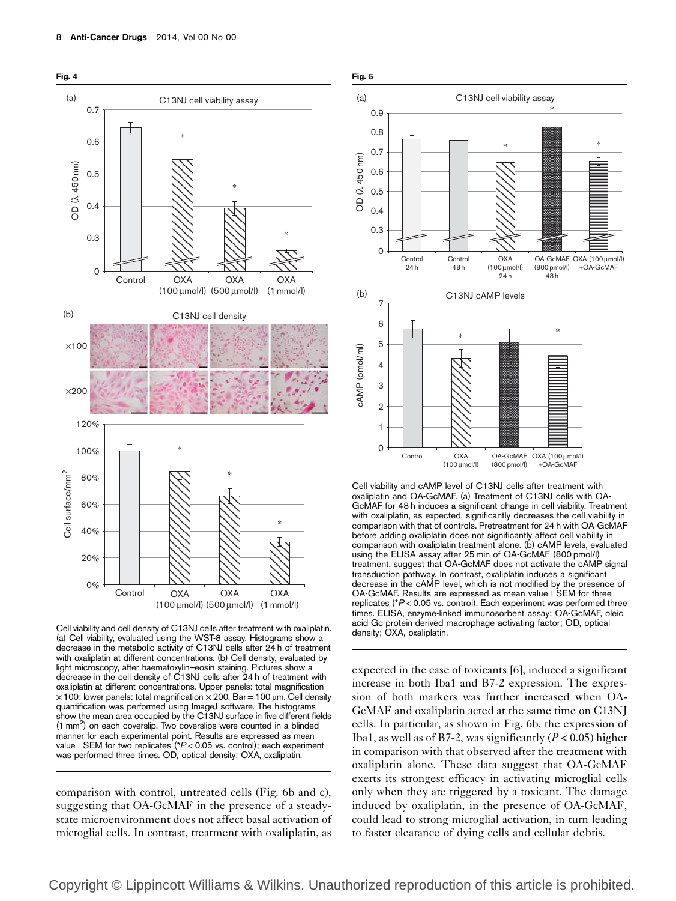**Fig. 4**

Cell viability and cell density of C13NJ cells after treatment with oxaliplatin. (a) Cell viability, evaluated using the WST-8 assay. Histograms show a decrease in the metabolic activity of C13NJ cells after 24 h of treatment with oxaliplatin at different concentrations. (b) Cell density, evaluated by light microscopy, after haematoxylin–eosin staining. Pictures show a decrease in the cell density of C13NJ cells after 24 h of treatment with oxaliplatin at different concentrations. Upper panels: total magnification ×100; lower panels: total magnification ×200. Bar = 100 μm. Cell density quantification was performed using ImageJ software. The histograms show the mean area occupied by the C13NJ surface in five different fields (1 mm²) on each coverslip. Two coverslips were counted in a blinded manner for each experimental point. Results are expressed as mean value ± SEM for two replicates (*$P < 0.05$ vs. control); each experiment was performed three times. OD, optical density; OXA, oxaliplatin.

**Fig. 5**

Cell viability and cAMP level of C13NJ cells after treatment with oxaliplatin and OA-GcMAF. (a) Treatment of C13NJ cells with OA-GcMAF for 48 h induces a significant change in cell viability. Treatment with oxaliplatin, as expected, significantly decreases the cell viability in comparison with that of controls. Pretreatment for 24 h with OA-GcMAF before adding oxaliplatin does not significantly affect cell viability in comparison with oxaliplatin treatment alone. (b) cAMP levels, evaluated using the ELISA assay after 25 min of OA-GcMAF (800 pmol/l) treatment, suggest that OA-GcMAF does not activate the cAMP signal transduction pathway. In contrast, oxaliplatin induces a significant decrease in the cAMP level, which is not modified by the presence of OA-GcMAF. Results are expressed as mean value ± SEM for three replicates (*$P < 0.05$ vs. control). Each experiment was performed three times. ELISA, enzyme-linked immunosorbent assay; OA-GcMAF, oleic acid-Gc-protein-derived macrophage activating factor; OD, optical density; OXA, oxaliplatin.

comparison with control, untreated cells (Fig. 6b and c), suggesting that OA-GcMAF in the presence of a steady-state microenvironment does not affect basal activation of microglial cells. In contrast, treatment with oxaliplatin, as expected in the case of toxicants [6], induced a significant increase in both Iba1 and B7-2 expression. The expression of both markers was further increased when OA-GcMAF and oxaliplatin acted at the same time on C13NJ cells. In particular, as shown in Fig. 6b, the expression of Iba1, as well as of B7-2, was significantly ($P < 0.05$) higher in comparison with that observed after the treatment with oxaliplatin alone. These data suggest that OA-GcMAF exerts its strongest efficacy in activating microglial cells only when they are triggered by a toxicant. The damage induced by oxaliplatin, in the presence of OA-GcMAF, could lead to strong microglial activation, in turn leading to faster clearance of dying cells and cellular debris.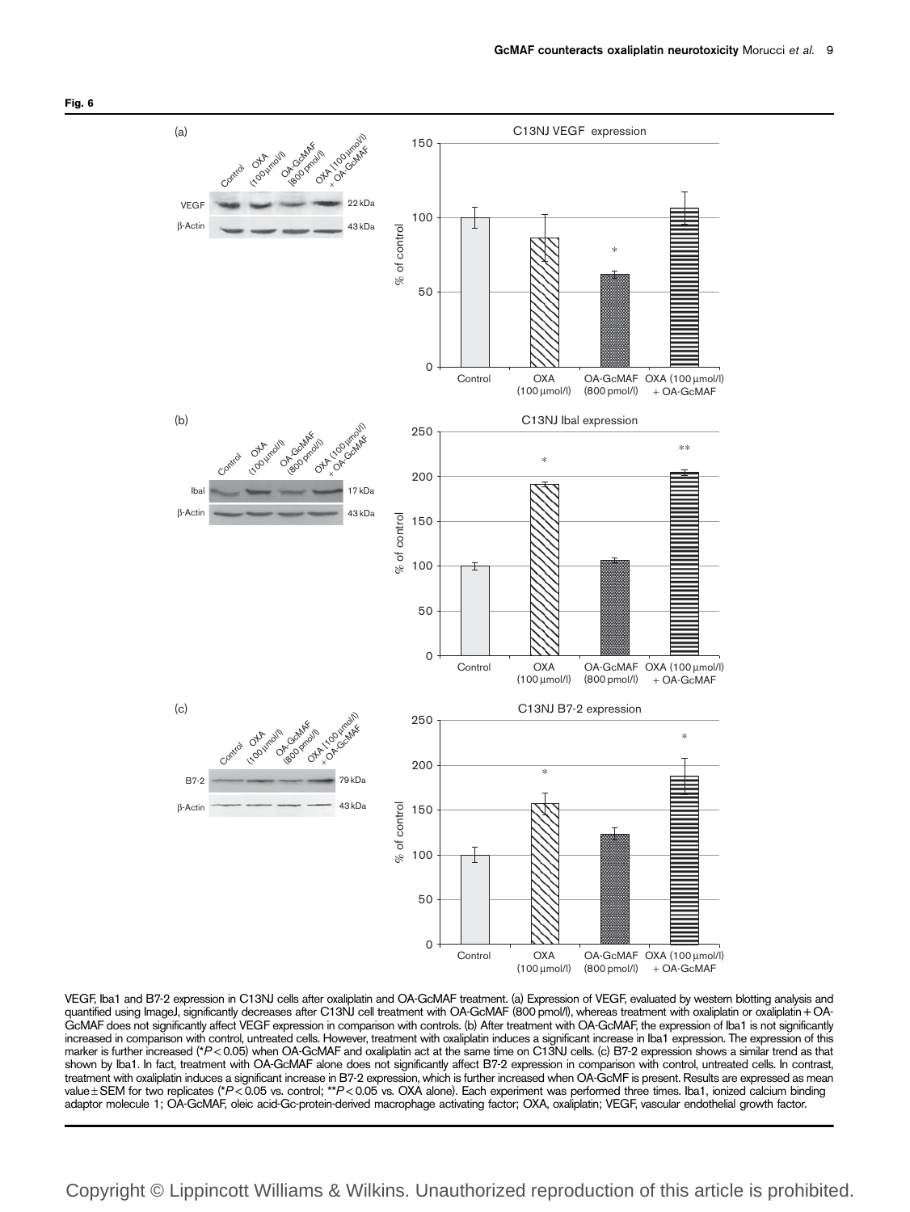**Fig. 6**

VEGF, Iba1 and B7-2 expression in C13NJ cells after oxaliplatin and OA-GcMAF treatment. (a) Expression of VEGF, evaluated by western blotting analysis and quantified using ImageJ, significantly decreases after C13NJ cell treatment with OA-GcMAF (800 pmol/l), whereas treatment with oxaliplatin or oxaliplatin + OA-GcMAF does not significantly affect VEGF expression in comparison with controls. (b) After treatment with OA-GcMAF, the expression of Iba1 is not significantly increased in comparison with control, untreated cells. However, treatment with oxaliplatin induces a significant increase in Iba1 expression. The expression of this marker is further increased (* $P < 0.05$) when OA-GcMAF and oxaliplatin act at the same time on C13NJ cells. (c) B7-2 expression shows a similar trend as that shown by Iba1. In fact, treatment with OA-GcMAF alone does not significantly affect B7-2 expression in comparison with control, untreated cells. In contrast, treatment with oxaliplatin induces a significant increase in B7-2 expression, which is further increased when OA-GcMF is present. Results are expressed as mean value ± SEM for two replicates (* $P < 0.05$ vs. control; ** $P < 0.05$ vs. OXA alone). Each experiment was performed three times. Iba1, ionized calcium binding adaptor molecule 1; OA-GcMAF, oleic acid-Gc-protein-derived macrophage activating factor; OXA, oxaliplatin; VEGF, vascular endothelial growth factor.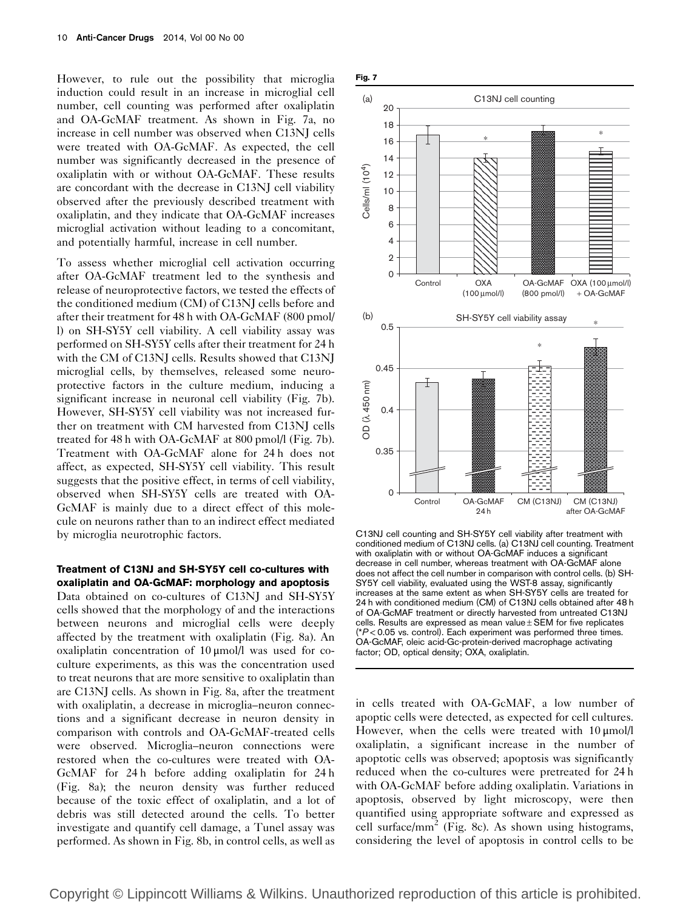However, to rule out the possibility that microglia induction could result in an increase in microglial cell number, cell counting was performed after oxaliplatin and OA-GcMAF treatment. As shown in Fig. 7a, no increase in cell number was observed when C13NJ cells were treated with OA-GcMAF. As expected, the cell number was significantly decreased in the presence of oxaliplatin with or without OA-GcMAF. These results are concordant with the decrease in C13NJ cell viability observed after the previously described treatment with oxaliplatin, and they indicate that OA-GcMAF increases microglial activation without leading to a concomitant, and potentially harmful, increase in cell number.

To assess whether microglial cell activation occurring after OA-GcMAF treatment led to the synthesis and release of neuroprotective factors, we tested the effects of the conditioned medium (CM) of C13NJ cells before and after their treatment for 48 h with OA-GcMAF (800 pmol/l) on SH-SY5Y cell viability. A cell viability assay was performed on SH-SY5Y cells after their treatment for 24 h with the CM of C13NJ cells. Results showed that C13NJ microglial cells, by themselves, released some neuroprotective factors in the culture medium, inducing a significant increase in neuronal cell viability (Fig. 7b). However, SH-SY5Y cell viability was not increased further on treatment with CM harvested from C13NJ cells treated for 48 h with OA-GcMAF at 800 pmol/l (Fig. 7b). Treatment with OA-GcMAF alone for 24 h does not affect, as expected, SH-SY5Y cell viability. This result suggests that the positive effect, in terms of cell viability, observed when SH-SY5Y cells are treated with OA-GcMAF is mainly due to a direct effect of this molecule on neurons rather than to an indirect effect mediated by microglia neurotrophic factors.

**Fig. 7**

C13NJ cell counting and SH-SY5Y cell viability after treatment with conditioned medium of C13NJ cells. (a) C13NJ cell counting. Treatment with oxaliplatin with or without OA-GcMAF induces a significant decrease in cell number, whereas treatment with OA-GcMAF alone does not affect the cell number in comparison with control cells. (b) SH-SY5Y cell viability, evaluated using the WST-8 assay, significantly increases at the same extent as when SH-SY5Y cells are treated for 24 h with conditioned medium (CM) of C13NJ cells obtained after 48 h of OA-GcMAF treatment or directly harvested from untreated C13NJ cells. Results are expressed as mean value ± SEM for five replicates (* $P < 0.05$ vs. control). Each experiment was performed three times. OA-GcMAF, oleic acid-Gc-protein-derived macrophage activating factor; OD, optical density; OXA, oxaliplatin.

### Treatment of C13NJ and SH-SY5Y cell co-cultures with oxaliplatin and OA-GcMAF: morphology and apoptosis

Data obtained on co-cultures of C13NJ and SH-SY5Y cells showed that the morphology of and the interactions between neurons and microglial cells were deeply affected by the treatment with oxaliplatin (Fig. 8a). An oxaliplatin concentration of 10 μmol/l was used for co-culture experiments, as this was the concentration used to treat neurons that are more sensitive to oxaliplatin than are C13NJ cells. As shown in Fig. 8a, after the treatment with oxaliplatin, a decrease in microglia–neuron connections and a significant decrease in neuron density in comparison with controls and OA-GcMAF-treated cells were observed. Microglia–neuron connections were restored when the co-cultures were treated with OA-GcMAF for 24 h before adding oxaliplatin for 24 h (Fig. 8a); the neuron density was further reduced because of the toxic effect of oxaliplatin, and a lot of debris was still detected around the cells. To better investigate and quantify cell damage, a Tunel assay was performed. As shown in Fig. 8b, in control cells, as well as in cells treated with OA-GcMAF, a low number of apoptic cells were detected, as expected for cell cultures. However, when the cells were treated with 10 μmol/l oxaliplatin, a significant increase in the number of apoptotic cells was observed; apoptosis was significantly reduced when the co-cultures were pretreated for 24 h with OA-GcMAF before adding oxaliplatin. Variations in apoptosis, observed by light microscopy, were then quantified using appropriate software and expressed as cell surface/mm$^2$ (Fig. 8c). As shown using histograms, considering the level of apoptosis in control cells to be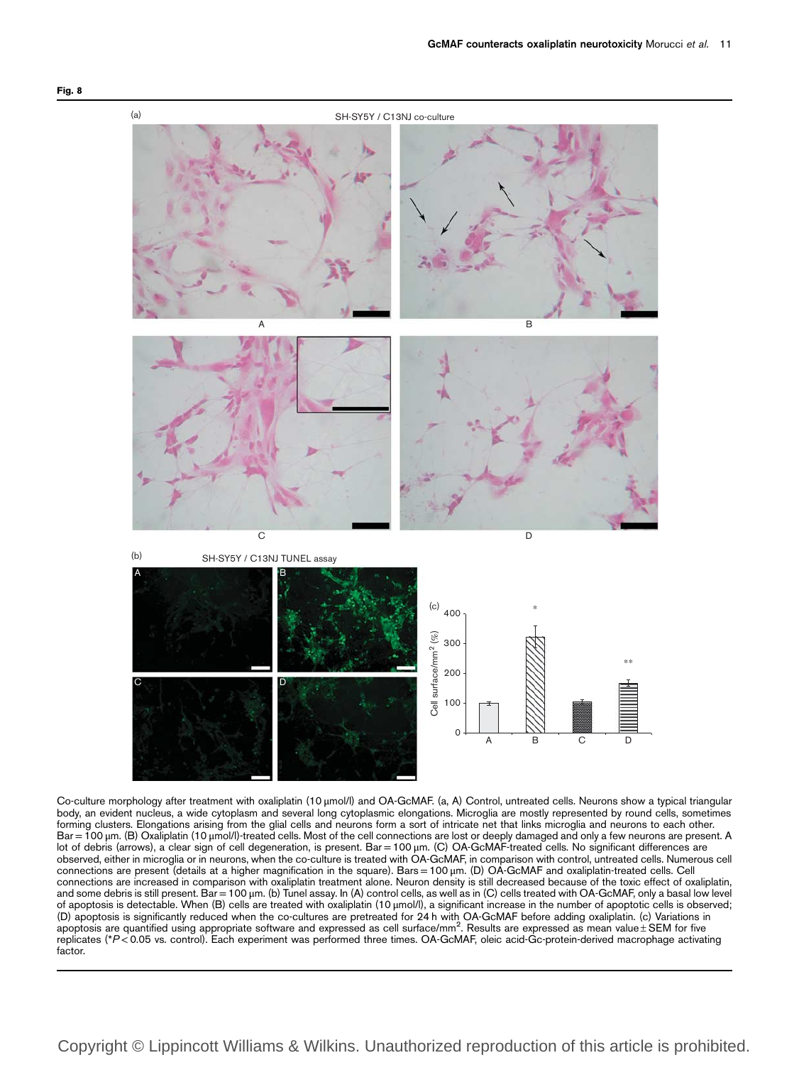**Fig. 8**

Co-culture morphology after treatment with oxaliplatin (10 μmol/l) and OA-GcMAF. (a, A) Control, untreated cells. Neurons show a typical triangular body, an evident nucleus, a wide cytoplasm and several long cytoplasmic elongations. Microglia are mostly represented by round cells, sometimes forming clusters. Elongations arising from the glial cells and neurons form a sort of intricate net that links microglia and neurons to each other. Bar = 100 μm. (B) Oxaliplatin (10 μmol/l)-treated cells. Most of the cell connections are lost or deeply damaged and only a few neurons are present. A lot of debris (arrows), a clear sign of cell degeneration, is present. Bar = 100 μm. (C) OA-GcMAF-treated cells. No significant differences are observed, either in microglia or in neurons, when the co-culture is treated with OA-GcMAF, in comparison with control, untreated cells. Numerous cell connections are present (details at a higher magnification in the square). Bars = 100 μm. (D) OA-GcMAF and oxaliplatin-treated cells. Cell connections are increased in comparison with oxaliplatin treatment alone. Neuron density is still decreased because of the toxic effect of oxaliplatin, and some debris is still present. Bar = 100 μm. (b) Tunel assay. In (A) control cells, as well as in (C) cells treated with OA-GcMAF, only a basal low level of apoptosis is detectable. When (B) cells are treated with oxaliplatin (10 μmol/l), a significant increase in the number of apoptotic cells is observed; (D) apoptosis is significantly reduced when the co-cultures are pretreated for 24 h with OA-GcMAF before adding oxaliplatin. (c) Variations in apoptosis are quantified using appropriate software and expressed as cell surface/mm$^2$. Results are expressed as mean value ± SEM for five replicates (*$P < 0.05$ vs. control). Each experiment was performed three times. OA-GcMAF, oleic acid-Gc-protein-derived macrophage activating factor.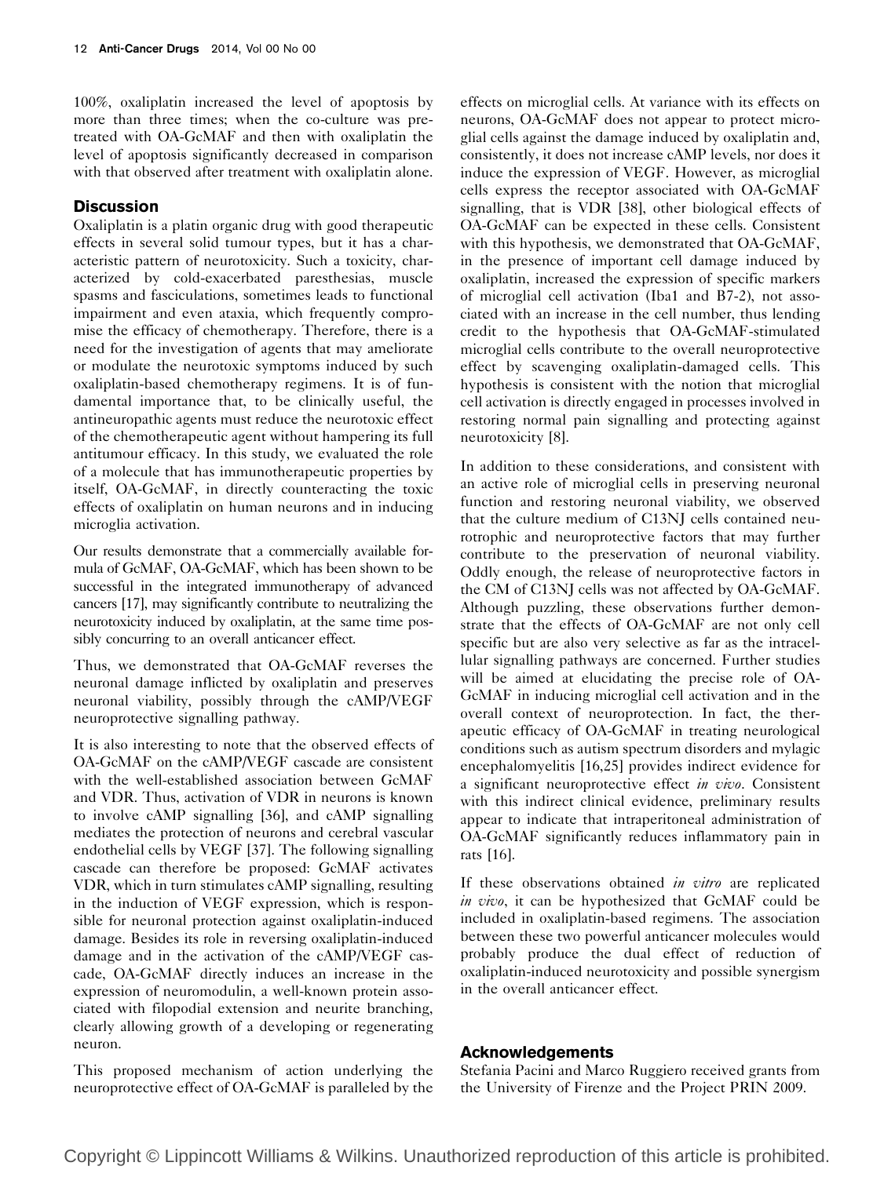100%, oxaliplatin increased the level of apoptosis by more than three times; when the co-culture was pre-treated with OA-GcMAF and then with oxaliplatin the level of apoptosis significantly decreased in comparison with that observed after treatment with oxaliplatin alone.

## Discussion

Oxaliplatin is a platin organic drug with good therapeutic effects in several solid tumour types, but it has a characteristic pattern of neurotoxicity. Such a toxicity, characterized by cold-exacerbated paresthesias, muscle spasms and fasciculations, sometimes leads to functional impairment and even ataxia, which frequently compromise the efficacy of chemotherapy. Therefore, there is a need for the investigation of agents that may ameliorate or modulate the neurotoxic symptoms induced by such oxaliplatin-based chemotherapy regimens. It is of fundamental importance that, to be clinically useful, the antineuropathic agents must reduce the neurotoxic effect of the chemotherapeutic agent without hampering its full antitumour efficacy. In this study, we evaluated the role of a molecule that has immunotherapeutic properties by itself, OA-GcMAF, in directly counteracting the toxic effects of oxaliplatin on human neurons and in inducing microglia activation.

Our results demonstrate that a commercially available formula of GcMAF, OA-GcMAF, which has been shown to be successful in the integrated immunotherapy of advanced cancers [17], may significantly contribute to neutralizing the neurotoxicity induced by oxaliplatin, at the same time possibly concurring to an overall anticancer effect.

Thus, we demonstrated that OA-GcMAF reverses the neuronal damage inflicted by oxaliplatin and preserves neuronal viability, possibly through the cAMP/VEGF neuroprotective signalling pathway.

It is also interesting to note that the observed effects of OA-GcMAF on the cAMP/VEGF cascade are consistent with the well-established association between GcMAF and VDR. Thus, activation of VDR in neurons is known to involve cAMP signalling [36], and cAMP signalling mediates the protection of neurons and cerebral vascular endothelial cells by VEGF [37]. The following signalling cascade can therefore be proposed: GcMAF activates VDR, which in turn stimulates cAMP signalling, resulting in the induction of VEGF expression, which is responsible for neuronal protection against oxaliplatin-induced damage. Besides its role in reversing oxaliplatin-induced damage and in the activation of the cAMP/VEGF cascade, OA-GcMAF directly induces an increase in the expression of neuromodulin, a well-known protein associated with filopodial extension and neurite branching, clearly allowing growth of a developing or regenerating neuron.

This proposed mechanism of action underlying the neuroprotective effect of OA-GcMAF is paralleled by the effects on microglial cells. At variance with its effects on neurons, OA-GcMAF does not appear to protect microglial cells against the damage induced by oxaliplatin and, consistently, it does not increase cAMP levels, nor does it induce the expression of VEGF. However, as microglial cells express the receptor associated with OA-GcMAF signalling, that is VDR [38], other biological effects of OA-GcMAF can be expected in these cells. Consistent with this hypothesis, we demonstrated that OA-GcMAF, in the presence of important cell damage induced by oxaliplatin, increased the expression of specific markers of microglial cell activation (Iba1 and B7-2), not associated with an increase in the cell number, thus lending credit to the hypothesis that OA-GcMAF-stimulated microglial cells contribute to the overall neuroprotective effect by scavenging oxaliplatin-damaged cells. This hypothesis is consistent with the notion that microglial cell activation is directly engaged in processes involved in restoring normal pain signalling and protecting against neurotoxicity [8].

In addition to these considerations, and consistent with an active role of microglial cells in preserving neuronal function and restoring neuronal viability, we observed that the culture medium of C13NJ cells contained neurotrophic and neuroprotective factors that may further contribute to the preservation of neuronal viability. Oddly enough, the release of neuroprotective factors in the CM of C13NJ cells was not affected by OA-GcMAF. Although puzzling, these observations further demonstrate that the effects of OA-GcMAF are not only cell specific but are also very selective as far as the intracellular signalling pathways are concerned. Further studies will be aimed at elucidating the precise role of OA-GcMAF in inducing microglial cell activation and in the overall context of neuroprotection. In fact, the therapeutic efficacy of OA-GcMAF in treating neurological conditions such as autism spectrum disorders and mylagic encephalomyelitis [16,25] provides indirect evidence for a significant neuroprotective effect *in vivo*. Consistent with this indirect clinical evidence, preliminary results appear to indicate that intraperitoneal administration of OA-GcMAF significantly reduces inflammatory pain in rats [16].

If these observations obtained *in vitro* are replicated *in vivo*, it can be hypothesized that GcMAF could be included in oxaliplatin-based regimens. The association between these two powerful anticancer molecules would probably produce the dual effect of reduction of oxaliplatin-induced neurotoxicity and possible synergism in the overall anticancer effect.

## Acknowledgements

Stefania Pacini and Marco Ruggiero received grants from the University of Firenze and the Project PRIN 2009.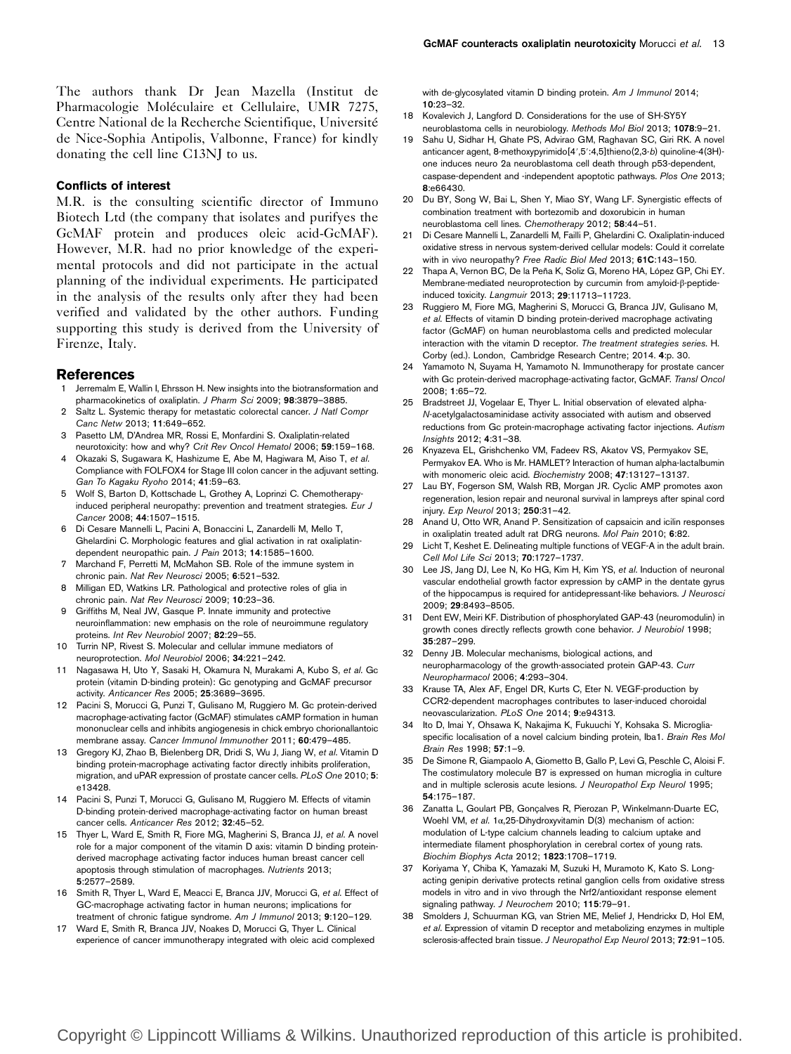The authors thank Dr Jean Mazella (Institut de Pharmacologie Moléculaire et Cellulaire, UMR 7275, Centre National de la Recherche Scientifique, Université de Nice-Sophia Antipolis, Valbonne, France) for kindly donating the cell line C13NJ to us.

#### Conflicts of interest

M.R. is the consulting scientific director of Immuno Biotech Ltd (the company that isolates and purifyes the GcMAF protein and produces oleic acid-GcMAF). However, M.R. had no prior knowledge of the experimental protocols and did not participate in the actual planning of the individual experiments. He participated in the analysis of the results only after they had been verified and validated by the other authors. Funding supporting this study is derived from the University of Firenze, Italy.

## References

1. Jerremalm E, Wallin I, Ehrsson H. New insights into the biotransformation and pharmacokinetics of oxaliplatin. *J Pharm Sci* 2009; **98**:3879–3885.
2. Saltz L. Systemic therapy for metastatic colorectal cancer. *J Natl Compr Canc Netw* 2013; **11**:649–652.
3. Pasetto LM, D'Andrea MR, Rossi E, Monfardini S. Oxaliplatin-related neurotoxicity: how and why? *Crit Rev Oncol Hematol* 2006; **59**:159–168.
4. Okazaki S, Sugawara K, Hashizume E, Abe M, Hagiwara M, Aiso T, *et al.* Compliance with FOLFOX4 for Stage III colon cancer in the adjuvant setting. *Gan To Kagaku Ryoho* 2014; **41**:59–63.
5. Wolf S, Barton D, Kottschade L, Grothey A, Loprinzi C. Chemotherapy-induced peripheral neuropathy: prevention and treatment strategies. *Eur J Cancer* 2008; **44**:1507–1515.
6. Di Cesare Mannelli L, Pacini A, Bonaccini L, Zanardelli M, Mello T, Ghelardini C. Morphologic features and glial activation in rat oxaliplatin-dependent neuropathic pain. *J Pain* 2013; **14**:1585–1600.
7. Marchand F, Perretti M, McMahon SB. Role of the immune system in chronic pain. *Nat Rev Neurosci* 2005; **6**:521–532.
8. Milligan ED, Watkins LR. Pathological and protective roles of glia in chronic pain. *Nat Rev Neurosci* 2009; **10**:23–36.
9. Griffiths M, Neal JW, Gasque P. Innate immunity and protective neuroinflammation: new emphasis on the role of neuroimmune regulatory proteins. *Int Rev Neurobiol* 2007; **82**:29–55.
10. Turrin NP, Rivest S. Molecular and cellular immune mediators of neuroprotection. *Mol Neurobiol* 2006; **34**:221–242.
11. Nagasawa H, Uto Y, Sasaki H, Okamura N, Murakami A, Kubo S, *et al.* Gc protein (vitamin D-binding protein): Gc genotyping and GcMAF precursor activity. *Anticancer Res* 2005; **25**:3689–3695.
12. Pacini S, Morucci G, Punzi T, Gulisano M, Ruggiero M. Gc protein-derived macrophage-activating factor (GcMAF) stimulates cAMP formation in human mononuclear cells and inhibits angiogenesis in chick embryo chorionallantoic membrane assay. *Cancer Immunol Immunother* 2011; **60**:479–485.
13. Gregory KJ, Zhao B, Bielenberg DR, Dridi S, Wu J, Jiang W, *et al.* Vitamin D binding protein-macrophage activating factor directly inhibits proliferation, migration, and uPAR expression of prostate cancer cells. *PLoS One* 2010; **5**: e13428.
14. Pacini S, Punzi T, Morucci G, Gulisano M, Ruggiero M. Effects of vitamin D-binding protein-derived macrophage-activating factor on human breast cancer cells. *Anticancer Res* 2012; **32**:45–52.
15. Thyer L, Ward E, Smith R, Fiore MG, Magherini S, Branca JJ, *et al.* A novel role for a major component of the vitamin D axis: vitamin D binding protein-derived macrophage activating factor induces human breast cancer cell apoptosis through stimulation of macrophages. *Nutrients* 2013; **5**:2577–2589.
16. Smith R, Thyer L, Ward E, Meacci E, Branca JJV, Morucci G, *et al.* Effect of GC-macrophage activating factor in human neurons; implications for treatment of chronic fatigue syndrome. *Am J Immunol* 2013; **9**:120–129.
17. Ward E, Smith R, Branca JJV, Noakes D, Morucci G, Thyer L. Clinical experience of cancer immunotherapy integrated with oleic acid complexed with de-glycosylated vitamin D binding protein. *Am J Immunol* 2014; **10**:23–32.
18. Kovalevich J, Langford D. Considerations for the use of SH-SY5Y neuroblastoma cells in neurobiology. *Methods Mol Biol* 2013; **1078**:9–21.
19. Sahu U, Sidhar H, Ghate PS, Advirao GM, Raghavan SC, Giri RK. A novel anticancer agent, 8-methoxypyrimido[4′,5′:4,5]thieno(2,3-*b*) quinoline-4(3H)-one induces neuro 2a neuroblastoma cell death through p53-dependent, caspase-dependent and -independent apoptotic pathways. *Plos One* 2013; **8**:e66430.
20. Du BY, Song W, Bai L, Shen Y, Miao SY, Wang LF. Synergistic effects of combination treatment with bortezomib and doxorubicin in human neuroblastoma cell lines. *Chemotherapy* 2012; **58**:44–51.
21. Di Cesare Mannelli L, Zanardelli M, Failli P, Ghelardini C. Oxaliplatin-induced oxidative stress in nervous system-derived cellular models: Could it correlate with in vivo neuropathy? *Free Radic Biol Med* 2013; **61C**:143–150.
22. Thapa A, Vernon BC, De la Peña K, Soliz G, Moreno HA, López GP, Chi EY. Membrane-mediated neuroprotection by curcumin from amyloid-β-peptide-induced toxicity. *Langmuir* 2013; **29**:11713–11723.
23. Ruggiero M, Fiore MG, Magherini S, Morucci G, Branca JJV, Gulisano M, *et al.* Effects of vitamin D binding protein-derived macrophage activating factor (GcMAF) on human neuroblastoma cells and predicted molecular interaction with the vitamin D receptor. *The treatment strategies series.* H. Corby (ed.). London, Cambridge Research Centre; 2014. **4**:p. 30.
24. Yamamoto N, Suyama H, Yamamoto N. Immunotherapy for prostate cancer with Gc protein-derived macrophage-activating factor, GcMAF. *Transl Oncol* 2008; **1**:65–72.
25. Bradstreet JJ, Vogelaar E, Thyer L. Initial observation of elevated alpha-*N*-acetylgalactosaminidase activity associated with autism and observed reductions from Gc protein-macrophage activating factor injections. *Autism Insights* 2012; **4**:31–38.
26. Knyazeva EL, Grishchenko VM, Fadeev RS, Akatov VS, Permyakov SE, Permyakov EA. Who is Mr. HAMLET? Interaction of human alpha-lactalbumin with monomeric oleic acid. *Biochemistry* 2008; **47**:13127–13137.
27. Lau BY, Fogerson SM, Walsh RB, Morgan JR. Cyclic AMP promotes axon regeneration, lesion repair and neuronal survival in lampreys after spinal cord injury. *Exp Neurol* 2013; **250**:31–42.
28. Anand U, Otto WR, Anand P. Sensitization of capsaicin and icilin responses in oxaliplatin treated adult rat DRG neurons. *Mol Pain* 2010; **6**:82.
29. Licht T, Keshet E. Delineating multiple functions of VEGF-A in the adult brain. *Cell Mol Life Sci* 2013; **70**:1727–1737.
30. Lee JS, Jang DJ, Lee N, Ko HG, Kim H, Kim YS, *et al.* Induction of neuronal vascular endothelial growth factor expression by cAMP in the dentate gyrus of the hippocampus is required for antidepressant-like behaviors. *J Neurosci* 2009; **29**:8493–8505.
31. Dent EW, Meiri KF. Distribution of phosphorylated GAP-43 (neuromodulin) in growth cones directly reflects growth cone behavior. *J Neurobiol* 1998; **35**:287–299.
32. Denny JB. Molecular mechanisms, biological actions, and neuropharmacology of the growth-associated protein GAP-43. *Curr Neuropharmacol* 2006; **4**:293–304.
33. Krause TA, Alex AF, Engel DR, Kurts C, Eter N. VEGF-production by CCR2-dependent macrophages contributes to laser-induced choroidal neovascularization. *PLoS One* 2014; **9**:e94313.
34. Ito D, Imai Y, Ohsawa K, Nakajima K, Fukuuchi Y, Kohsaka S. Microglia-specific localisation of a novel calcium binding protein, Iba1. *Brain Res Mol Brain Res* 1998; **57**:1–9.
35. De Simone R, Giampaolo A, Giometto B, Gallo P, Levi G, Peschle C, Aloisi F. The costimulatory molecule B7 is expressed on human microglia in culture and in multiple sclerosis acute lesions. *J Neuropathol Exp Neurol* 1995; **54**:175–187.
36. Zanatta L, Goulart PB, Gonçalves R, Pierozan P, Winkelmann-Duarte EC, Woehl VM, *et al.* 1α,25-Dihydroxyvitamin D(3) mechanism of action: modulation of L-type calcium channels leading to calcium uptake and intermediate filament phosphorylation in cerebral cortex of young rats. *Biochim Biophys Acta* 2012; **1823**:1708–1719.
37. Koriyama Y, Chiba K, Yamazaki M, Suzuki H, Muramoto K, Kato S. Long-acting genipin derivative protects retinal ganglion cells from oxidative stress models in vitro and in vivo through the Nrf2/antioxidant response element signaling pathway. *J Neurochem* 2010; **115**:79–91.
38. Smolders J, Schuurman KG, van Strien ME, Melief J, Hendrickx D, Hol EM, *et al.* Expression of vitamin D receptor and metabolizing enzymes in multiple sclerosis-affected brain tissue. *J Neuropathol Exp Neurol* 2013; **72**:91–105.